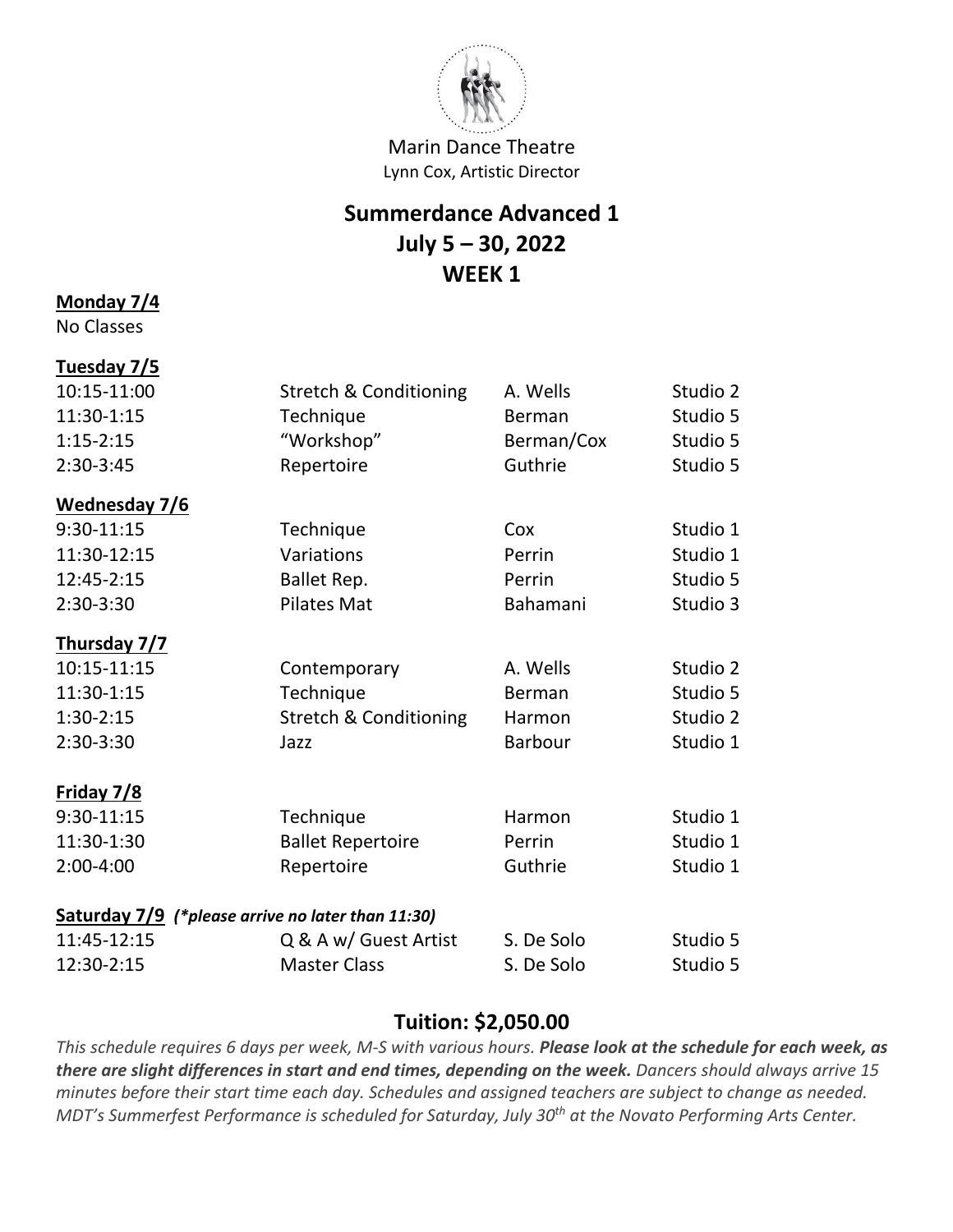Marin Dance Theatre
Lynn Cox, Artistic Director

# Summerdance Advanced 1
## July 5 – 30, 2022
## WEEK 1

**Monday 7/4**
No Classes

**Tuesday 7/5**

| | | | |
|---|---|---|---|
| 10:15-11:00 | Stretch & Conditioning | A. Wells | Studio 2 |
| 11:30-1:15 | Technique | Berman | Studio 5 |
| 1:15-2:15 | "Workshop" | Berman/Cox | Studio 5 |
| 2:30-3:45 | Repertoire | Guthrie | Studio 5 |

**Wednesday 7/6**

| | | | |
|---|---|---|---|
| 9:30-11:15 | Technique | Cox | Studio 1 |
| 11:30-12:15 | Variations | Perrin | Studio 1 |
| 12:45-2:15 | Ballet Rep. | Perrin | Studio 5 |
| 2:30-3:30 | Pilates Mat | Bahamani | Studio 3 |

**Thursday 7/7**

| | | | |
|---|---|---|---|
| 10:15-11:15 | Contemporary | A. Wells | Studio 2 |
| 11:30-1:15 | Technique | Berman | Studio 5 |
| 1:30-2:15 | Stretch & Conditioning | Harmon | Studio 2 |
| 2:30-3:30 | Jazz | Barbour | Studio 1 |

**Friday 7/8**

| | | | |
|---|---|---|---|
| 9:30-11:15 | Technique | Harmon | Studio 1 |
| 11:30-1:30 | Ballet Repertoire | Perrin | Studio 1 |
| 2:00-4:00 | Repertoire | Guthrie | Studio 1 |

**Saturday 7/9** ***(*please arrive no later than 11:30)***

| | | | |
|---|---|---|---|
| 11:45-12:15 | Q & A w/ Guest Artist | S. De Solo | Studio 5 |
| 12:30-2:15 | Master Class | S. De Solo | Studio 5 |

## Tuition: $2,050.00

*This schedule requires 6 days per week, M-S with various hours.* ***Please look at the schedule for each week, as there are slight differences in start and end times, depending on the week.*** *Dancers should always arrive 15 minutes before their start time each day. Schedules and assigned teachers are subject to change as needed. MDT's Summerfest Performance is scheduled for Saturday, July 30th at the Novato Performing Arts Center.*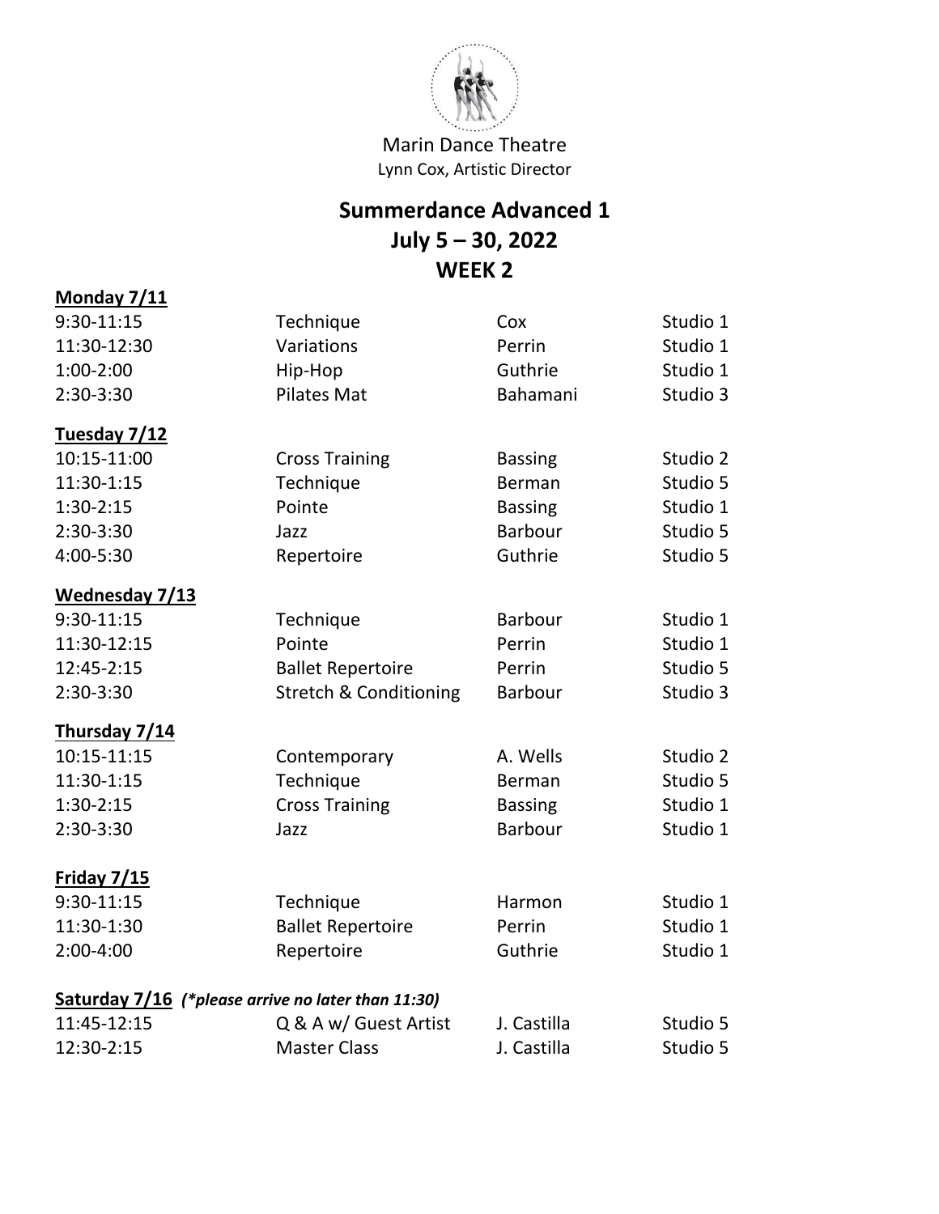Marin Dance Theatre

Lynn Cox, Artistic Director

# Summerdance Advanced 1
## July 5 – 30, 2022
## WEEK 2

**Monday 7/11**

| Time | Class | Instructor | Studio |
|---|---|---|---|
| 9:30-11:15 | Technique | Cox | Studio 1 |
| 11:30-12:30 | Variations | Perrin | Studio 1 |
| 1:00-2:00 | Hip-Hop | Guthrie | Studio 1 |
| 2:30-3:30 | Pilates Mat | Bahamani | Studio 3 |

**Tuesday 7/12**

| Time | Class | Instructor | Studio |
|---|---|---|---|
| 10:15-11:00 | Cross Training | Bassing | Studio 2 |
| 11:30-1:15 | Technique | Berman | Studio 5 |
| 1:30-2:15 | Pointe | Bassing | Studio 1 |
| 2:30-3:30 | Jazz | Barbour | Studio 5 |
| 4:00-5:30 | Repertoire | Guthrie | Studio 5 |

**Wednesday 7/13**

| Time | Class | Instructor | Studio |
|---|---|---|---|
| 9:30-11:15 | Technique | Barbour | Studio 1 |
| 11:30-12:15 | Pointe | Perrin | Studio 1 |
| 12:45-2:15 | Ballet Repertoire | Perrin | Studio 5 |
| 2:30-3:30 | Stretch & Conditioning | Barbour | Studio 3 |

**Thursday 7/14**

| Time | Class | Instructor | Studio |
|---|---|---|---|
| 10:15-11:15 | Contemporary | A. Wells | Studio 2 |
| 11:30-1:15 | Technique | Berman | Studio 5 |
| 1:30-2:15 | Cross Training | Bassing | Studio 1 |
| 2:30-3:30 | Jazz | Barbour | Studio 1 |

**Friday 7/15**

| Time | Class | Instructor | Studio |
|---|---|---|---|
| 9:30-11:15 | Technique | Harmon | Studio 1 |
| 11:30-1:30 | Ballet Repertoire | Perrin | Studio 1 |
| 2:00-4:00 | Repertoire | Guthrie | Studio 1 |

**Saturday 7/16** *(*please arrive no later than 11:30)*

| Time | Class | Instructor | Studio |
|---|---|---|---|
| 11:45-12:15 | Q & A w/ Guest Artist | J. Castilla | Studio 5 |
| 12:30-2:15 | Master Class | J. Castilla | Studio 5 |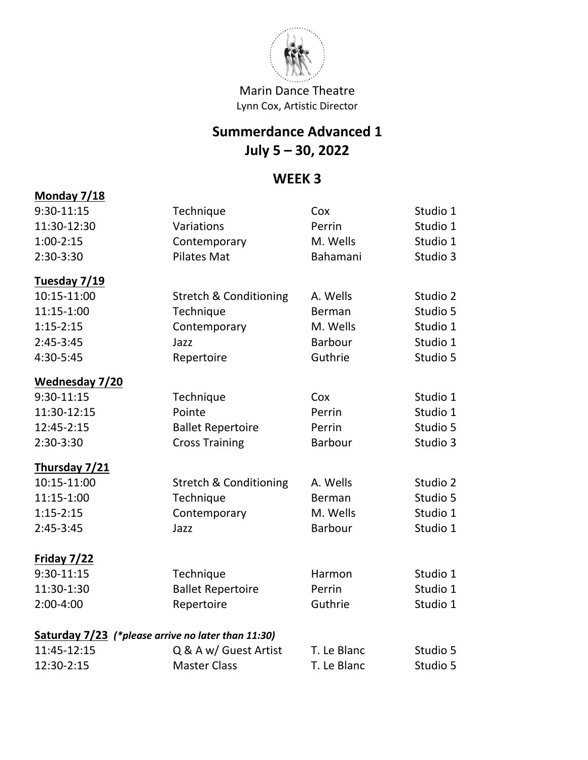Marin Dance Theatre
Lynn Cox, Artistic Director

# Summerdance Advanced 1
# July 5 – 30, 2022

## WEEK 3

**Monday 7/18**

| | | | |
|---|---|---|---|
| 9:30-11:15 | Technique | Cox | Studio 1 |
| 11:30-12:30 | Variations | Perrin | Studio 1 |
| 1:00-2:15 | Contemporary | M. Wells | Studio 1 |
| 2:30-3:30 | Pilates Mat | Bahamani | Studio 3 |

**Tuesday 7/19**

| | | | |
|---|---|---|---|
| 10:15-11:00 | Stretch & Conditioning | A. Wells | Studio 2 |
| 11:15-1:00 | Technique | Berman | Studio 5 |
| 1:15-2:15 | Contemporary | M. Wells | Studio 1 |
| 2:45-3:45 | Jazz | Barbour | Studio 1 |
| 4:30-5:45 | Repertoire | Guthrie | Studio 5 |

**Wednesday 7/20**

| | | | |
|---|---|---|---|
| 9:30-11:15 | Technique | Cox | Studio 1 |
| 11:30-12:15 | Pointe | Perrin | Studio 1 |
| 12:45-2:15 | Ballet Repertoire | Perrin | Studio 5 |
| 2:30-3:30 | Cross Training | Barbour | Studio 3 |

**Thursday 7/21**

| | | | |
|---|---|---|---|
| 10:15-11:00 | Stretch & Conditioning | A. Wells | Studio 2 |
| 11:15-1:00 | Technique | Berman | Studio 5 |
| 1:15-2:15 | Contemporary | M. Wells | Studio 1 |
| 2:45-3:45 | Jazz | Barbour | Studio 1 |

**Friday 7/22**

| | | | |
|---|---|---|---|
| 9:30-11:15 | Technique | Harmon | Studio 1 |
| 11:30-1:30 | Ballet Repertoire | Perrin | Studio 1 |
| 2:00-4:00 | Repertoire | Guthrie | Studio 1 |

**Saturday 7/23** *(*please arrive no later than 11:30)*

| | | | |
|---|---|---|---|
| 11:45-12:15 | Q & A w/ Guest Artist | T. Le Blanc | Studio 5 |
| 12:30-2:15 | Master Class | T. Le Blanc | Studio 5 |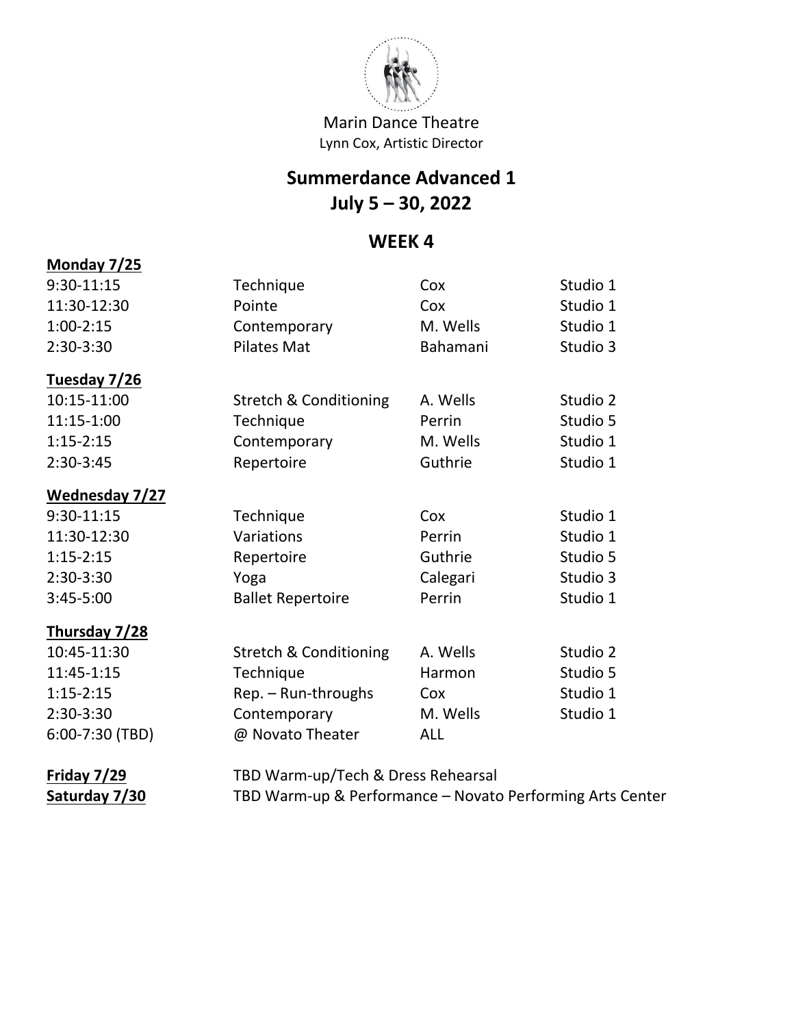Marin Dance Theatre
Lynn Cox, Artistic Director

# Summerdance Advanced 1
# July 5 – 30, 2022

## WEEK 4

**Monday 7/25**

| | | | |
|---|---|---|---|
| 9:30-11:15 | Technique | Cox | Studio 1 |
| 11:30-12:30 | Pointe | Cox | Studio 1 |
| 1:00-2:15 | Contemporary | M. Wells | Studio 1 |
| 2:30-3:30 | Pilates Mat | Bahamani | Studio 3 |

**Tuesday 7/26**

| | | | |
|---|---|---|---|
| 10:15-11:00 | Stretch & Conditioning | A. Wells | Studio 2 |
| 11:15-1:00 | Technique | Perrin | Studio 5 |
| 1:15-2:15 | Contemporary | M. Wells | Studio 1 |
| 2:30-3:45 | Repertoire | Guthrie | Studio 1 |

**Wednesday 7/27**

| | | | |
|---|---|---|---|
| 9:30-11:15 | Technique | Cox | Studio 1 |
| 11:30-12:30 | Variations | Perrin | Studio 1 |
| 1:15-2:15 | Repertoire | Guthrie | Studio 5 |
| 2:30-3:30 | Yoga | Calegari | Studio 3 |
| 3:45-5:00 | Ballet Repertoire | Perrin | Studio 1 |

**Thursday 7/28**

| | | | |
|---|---|---|---|
| 10:45-11:30 | Stretch & Conditioning | A. Wells | Studio 2 |
| 11:45-1:15 | Technique | Harmon | Studio 5 |
| 1:15-2:15 | Rep. – Run-throughs | Cox | Studio 1 |
| 2:30-3:30 | Contemporary | M. Wells | Studio 1 |
| 6:00-7:30 (TBD) | @ Novato Theater | ALL | |

**Friday 7/29** TBD Warm-up/Tech & Dress Rehearsal

**Saturday 7/30** TBD Warm-up & Performance – Novato Performing Arts Center